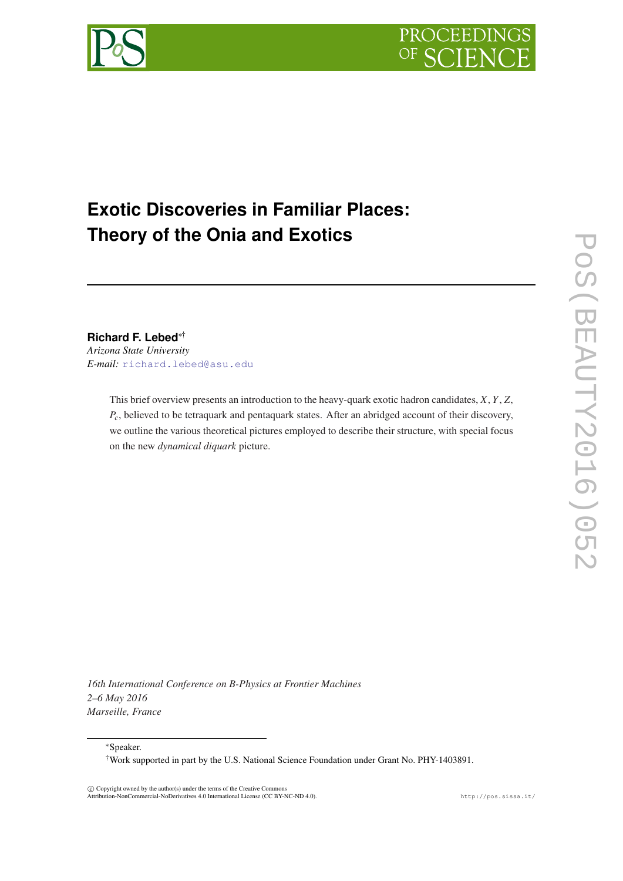# Exotic Discoveries in Familiar Places: Theory of the Onia and Exotics

**Richard F. Lebed**[*][†]

*Arizona State University*

*E-mail:* richard.lebed@asu.edu

This brief overview presents an introduction to the heavy-quark exotic hadron candidates, $X$, $Y$, $Z$, $P_c$, believed to be tetraquark and pentaquark states. After an abridged account of their discovery, we outline the various theoretical pictures employed to describe their structure, with special focus on the new *dynamical diquark* picture.

*16th International Conference on B-Physics at Frontier Machines*
*2–6 May 2016*
*Marseille, France*

[*]Speaker.

[†]Work supported in part by the U.S. National Science Foundation under Grant No. PHY-1403891.

© Copyright owned by the author(s) under the terms of the Creative Commons Attribution-NonCommercial-NoDerivatives 4.0 International License (CC BY-NC-ND 4.0).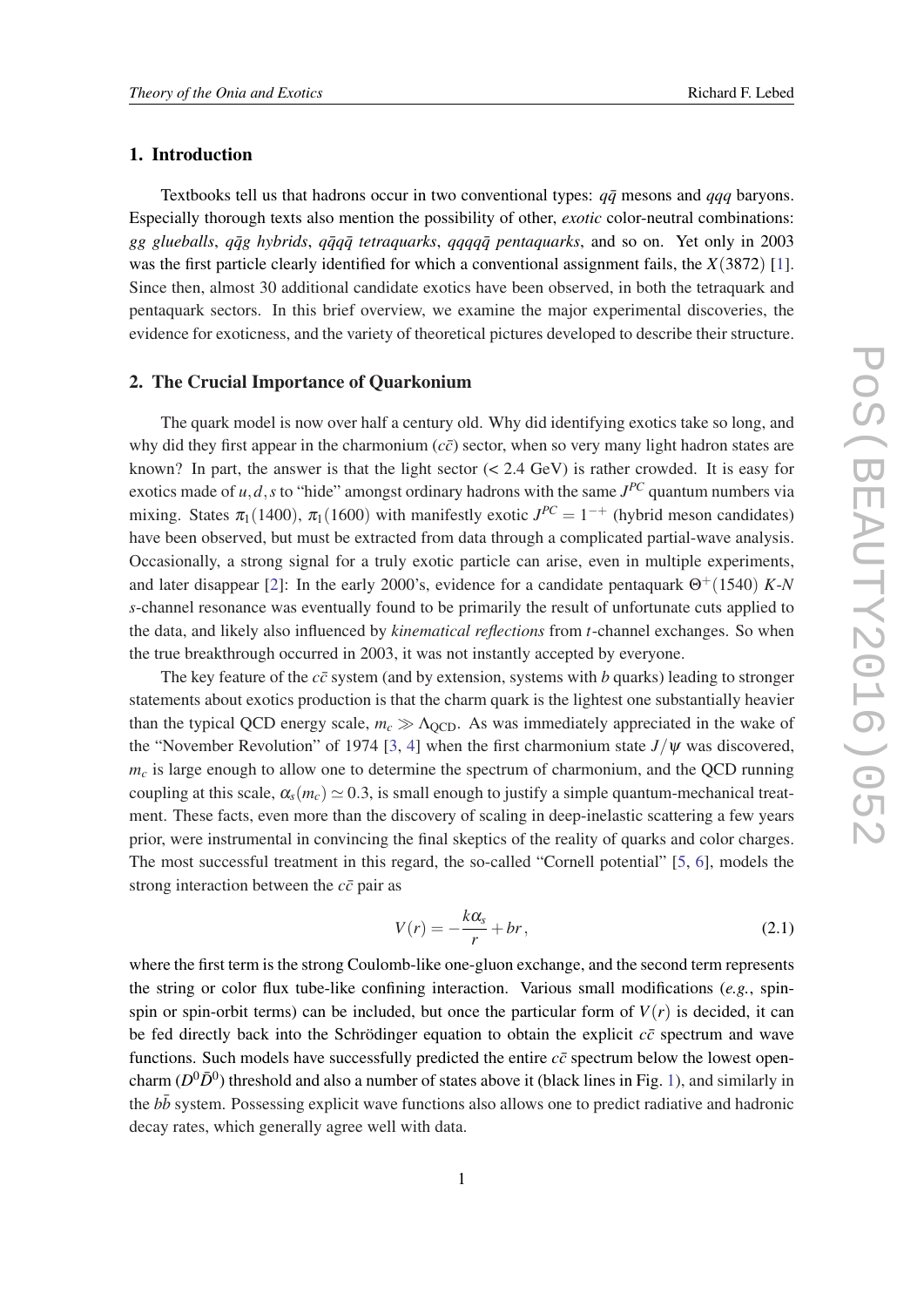## 1. Introduction

Textbooks tell us that hadrons occur in two conventional types: $q\bar{q}$ mesons and $qqq$ baryons. Especially thorough texts also mention the possibility of other, *exotic* color-neutral combinations: *gg glueballs*, *$q\bar{q}g$ hybrids*, *$q\bar{q}q\bar{q}$ tetraquarks*, *$qqqq\bar{q}$ pentaquarks*, and so on. Yet only in 2003 was the first particle clearly identified for which a conventional assignment fails, the $X(3872)$ [1]. Since then, almost 30 additional candidate exotics have been observed, in both the tetraquark and pentaquark sectors. In this brief overview, we examine the major experimental discoveries, the evidence for exoticness, and the variety of theoretical pictures developed to describe their structure.

## 2. The Crucial Importance of Quarkonium

The quark model is now over half a century old. Why did identifying exotics take so long, and why did they first appear in the charmonium ($c\bar{c}$) sector, when so very many light hadron states are known? In part, the answer is that the light sector (< 2.4 GeV) is rather crowded. It is easy for exotics made of $u,d,s$ to "hide" amongst ordinary hadrons with the same $J^{PC}$ quantum numbers via mixing. States $\pi_1(1400)$, $\pi_1(1600)$ with manifestly exotic $J^{PC} = 1^{-+}$ (hybrid meson candidates) have been observed, but must be extracted from data through a complicated partial-wave analysis. Occasionally, a strong signal for a truly exotic particle can arise, even in multiple experiments, and later disappear [2]: In the early 2000's, evidence for a candidate pentaquark $\Theta^+(1540)$ *K*-*N* *s*-channel resonance was eventually found to be primarily the result of unfortunate cuts applied to the data, and likely also influenced by *kinematical reflections* from *t*-channel exchanges. So when the true breakthrough occurred in 2003, it was not instantly accepted by everyone.

The key feature of the $c\bar{c}$ system (and by extension, systems with $b$ quarks) leading to stronger statements about exotics production is that the charm quark is the lightest one substantially heavier than the typical QCD energy scale, $m_c \gg \Lambda_{\rm QCD}$. As was immediately appreciated in the wake of the "November Revolution" of 1974 [3, 4] when the first charmonium state $J/\psi$ was discovered, $m_c$ is large enough to allow one to determine the spectrum of charmonium, and the QCD running coupling at this scale, $\alpha_s(m_c) \simeq 0.3$, is small enough to justify a simple quantum-mechanical treatment. These facts, even more than the discovery of scaling in deep-inelastic scattering a few years prior, were instrumental in convincing the final skeptics of the reality of quarks and color charges. The most successful treatment in this regard, the so-called "Cornell potential" [5, 6], models the strong interaction between the $c\bar{c}$ pair as

$$V(r) = -\frac{k\alpha_s}{r} + br\,, \tag{2.1}$$

where the first term is the strong Coulomb-like one-gluon exchange, and the second term represents the string or color flux tube-like confining interaction. Various small modifications (*e.g.*, spin-spin or spin-orbit terms) can be included, but once the particular form of $V(r)$ is decided, it can be fed directly back into the Schrödinger equation to obtain the explicit $c\bar{c}$ spectrum and wave functions. Such models have successfully predicted the entire $c\bar{c}$ spectrum below the lowest open-charm ($D^0\bar{D}^0$) threshold and also a number of states above it (black lines in Fig. 1), and similarly in the $b\bar{b}$ system. Possessing explicit wave functions also allows one to predict radiative and hadronic decay rates, which generally agree well with data.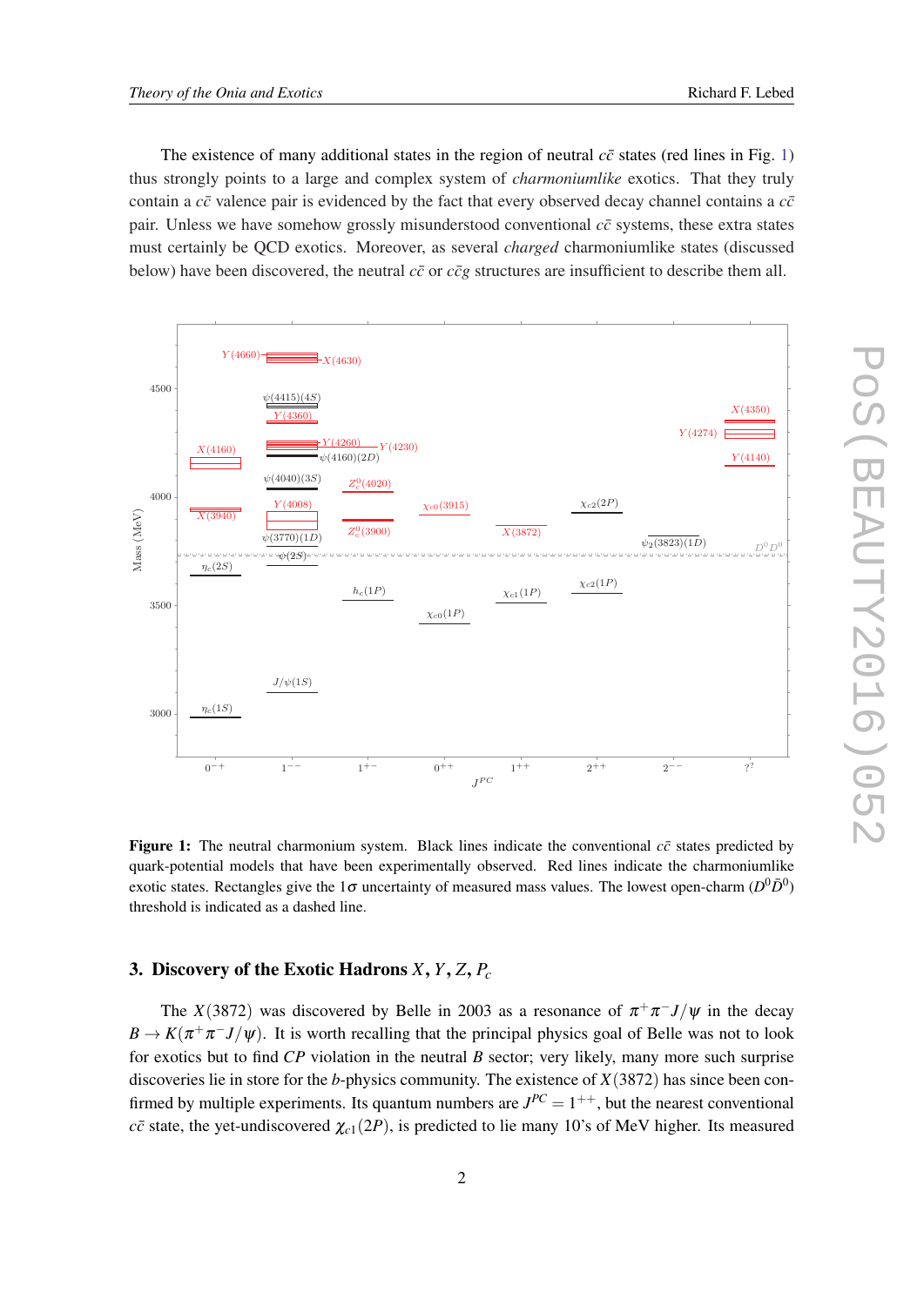The existence of many additional states in the region of neutral $c\bar{c}$ states (red lines in Fig. 1) thus strongly points to a large and complex system of *charmoniumlike* exotics. That they truly contain a $c\bar{c}$ valence pair is evidenced by the fact that every observed decay channel contains a $c\bar{c}$ pair. Unless we have somehow grossly misunderstood conventional $c\bar{c}$ systems, these extra states must certainly be QCD exotics. Moreover, as several *charged* charmoniumlike states (discussed below) have been discovered, the neutral $c\bar{c}$ or $c\bar{c}g$ structures are insufficient to describe them all.

**Figure 1:** The neutral charmonium system. Black lines indicate the conventional $c\bar{c}$ states predicted by quark-potential models that have been experimentally observed. Red lines indicate the charmoniumlike exotic states. Rectangles give the $1\sigma$ uncertainty of measured mass values. The lowest open-charm ($D^0\bar{D}^0$) threshold is indicated as a dashed line.

## 3. Discovery of the Exotic Hadrons $X, Y, Z, P_c$

The $X(3872)$ was discovered by Belle in 2003 as a resonance of $\pi^+\pi^- J/\psi$ in the decay $B \to K(\pi^+\pi^- J/\psi)$. It is worth recalling that the principal physics goal of Belle was not to look for exotics but to find *CP* violation in the neutral $B$ sector; very likely, many more such surprise discoveries lie in store for the $b$-physics community. The existence of $X(3872)$ has since been confirmed by multiple experiments. Its quantum numbers are $J^{PC} = 1^{++}$, but the nearest conventional $c\bar{c}$ state, the yet-undiscovered $\chi_{c1}(2P)$, is predicted to lie many 10's of MeV higher. Its measured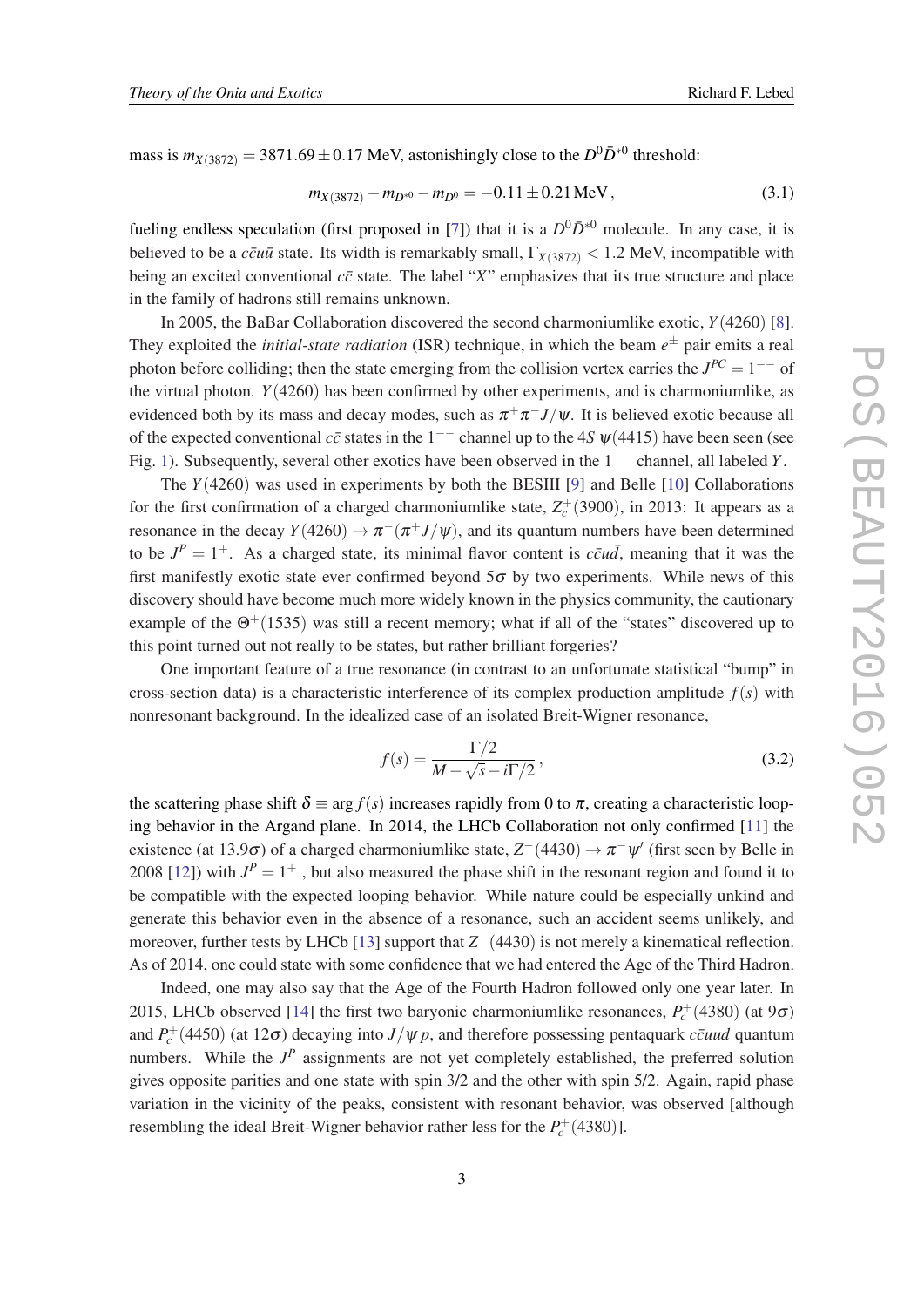mass is $m_{X(3872)} = 3871.69 \pm 0.17$ MeV, astonishingly close to the $D^0 \bar{D}^{*0}$ threshold:

$$m_{X(3872)} - m_{D^{*0}} - m_{D^0} = -0.11 \pm 0.21 \, \text{MeV} \,, \tag{3.1}$$

fueling endless speculation (first proposed in [7]) that it is a $D^0 \bar{D}^{*0}$ molecule. In any case, it is believed to be a $c\bar{c}u\bar{u}$ state. Its width is remarkably small, $\Gamma_{X(3872)} < 1.2$ MeV, incompatible with being an excited conventional $c\bar{c}$ state. The label "$X$" emphasizes that its true structure and place in the family of hadrons still remains unknown.

In 2005, the BaBar Collaboration discovered the second charmoniumlike exotic, $Y(4260)$ [8]. They exploited the *initial-state radiation* (ISR) technique, in which the beam $e^{\pm}$ pair emits a real photon before colliding; then the state emerging from the collision vertex carries the $J^{PC} = 1^{--}$ of the virtual photon. $Y(4260)$ has been confirmed by other experiments, and is charmoniumlike, as evidenced both by its mass and decay modes, such as $\pi^+\pi^- J/\psi$. It is believed exotic because all of the expected conventional $c\bar{c}$ states in the $1^{--}$ channel up to the $4S$ $\psi(4415)$ have been seen (see Fig. 1). Subsequently, several other exotics have been observed in the $1^{--}$ channel, all labeled $Y$.

The $Y(4260)$ was used in experiments by both the BESIII [9] and Belle [10] Collaborations for the first confirmation of a charged charmoniumlike state, $Z_c^+(3900)$, in 2013: It appears as a resonance in the decay $Y(4260) \to \pi^-(\pi^+ J/\psi)$, and its quantum numbers have been determined to be $J^P = 1^+$. As a charged state, its minimal flavor content is $c\bar{c}u\bar{d}$, meaning that it was the first manifestly exotic state ever confirmed beyond $5\sigma$ by two experiments. While news of this discovery should have become much more widely known in the physics community, the cautionary example of the $\Theta^+(1535)$ was still a recent memory; what if all of the "states" discovered up to this point turned out not really to be states, but rather brilliant forgeries?

One important feature of a true resonance (in contrast to an unfortunate statistical "bump" in cross-section data) is a characteristic interference of its complex production amplitude $f(s)$ with nonresonant background. In the idealized case of an isolated Breit-Wigner resonance,

$$f(s) = \frac{\Gamma/2}{M - \sqrt{s} - i\Gamma/2} \,, \tag{3.2}$$

the scattering phase shift $\delta \equiv \arg f(s)$ increases rapidly from 0 to $\pi$, creating a characteristic looping behavior in the Argand plane. In 2014, the LHCb Collaboration not only confirmed [11] the existence (at $13.9\sigma$) of a charged charmoniumlike state, $Z^-(4430) \to \pi^-\psi'$ (first seen by Belle in 2008 [12]) with $J^P = 1^+$ , but also measured the phase shift in the resonant region and found it to be compatible with the expected looping behavior. While nature could be especially unkind and generate this behavior even in the absence of a resonance, such an accident seems unlikely, and moreover, further tests by LHCb [13] support that $Z^-(4430)$ is not merely a kinematical reflection. As of 2014, one could state with some confidence that we had entered the Age of the Third Hadron.

Indeed, one may also say that the Age of the Fourth Hadron followed only one year later. In 2015, LHCb observed [14] the first two baryonic charmoniumlike resonances, $P_c^+(4380)$ (at $9\sigma$) and $P_c^+(4450)$ (at $12\sigma$) decaying into $J/\psi\, p$, and therefore possessing pentaquark $c\bar{c}uud$ quantum numbers. While the $J^P$ assignments are not yet completely established, the preferred solution gives opposite parities and one state with spin 3/2 and the other with spin 5/2. Again, rapid phase variation in the vicinity of the peaks, consistent with resonant behavior, was observed [although resembling the ideal Breit-Wigner behavior rather less for the $P_c^+(4380)$].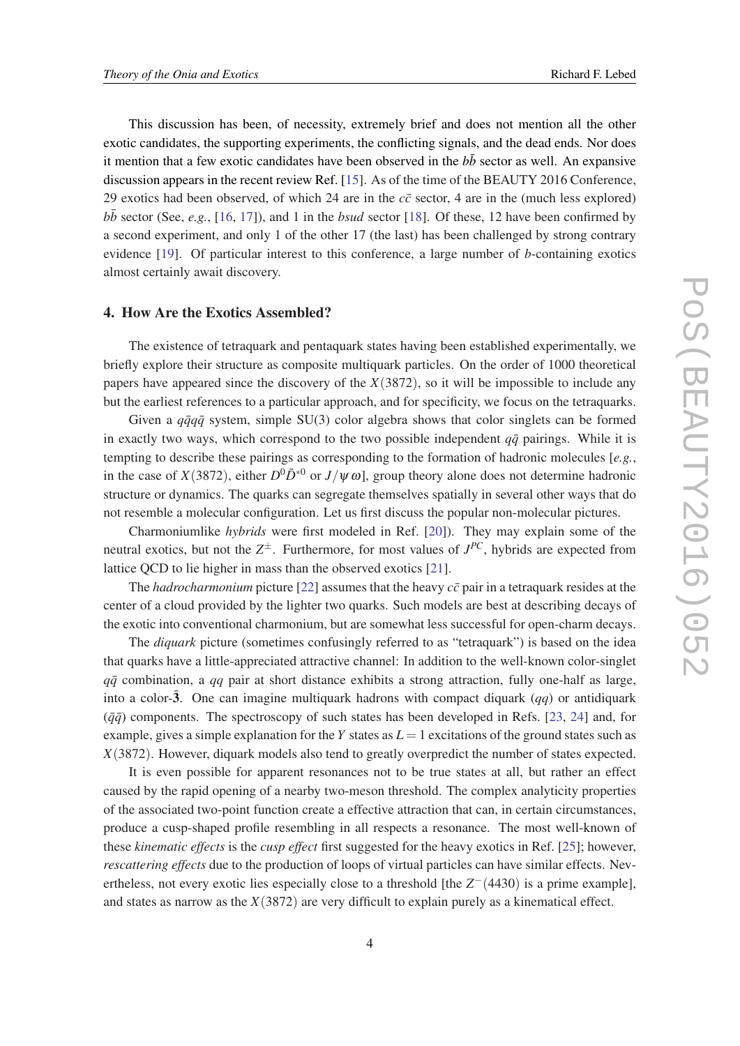This discussion has been, of necessity, extremely brief and does not mention all the other exotic candidates, the supporting experiments, the conflicting signals, and the dead ends. Nor does it mention that a few exotic candidates have been observed in the $b\bar{b}$ sector as well. An expansive discussion appears in the recent review Ref. [15]. As of the time of the BEAUTY 2016 Conference, 29 exotics had been observed, of which 24 are in the $c\bar{c}$ sector, 4 are in the (much less explored) $b\bar{b}$ sector (See, *e.g.*, [16, 17]), and 1 in the *bsud* sector [18]. Of these, 12 have been confirmed by a second experiment, and only 1 of the other 17 (the last) has been challenged by strong contrary evidence [19]. Of particular interest to this conference, a large number of $b$-containing exotics almost certainly await discovery.

## 4. How Are the Exotics Assembled?

The existence of tetraquark and pentaquark states having been established experimentally, we briefly explore their structure as composite multiquark particles. On the order of 1000 theoretical papers have appeared since the discovery of the $X(3872)$, so it will be impossible to include any but the earliest references to a particular approach, and for specificity, we focus on the tetraquarks.

Given a $q\bar{q}q\bar{q}$ system, simple SU(3) color algebra shows that color singlets can be formed in exactly two ways, which correspond to the two possible independent $q\bar{q}$ pairings. While it is tempting to describe these pairings as corresponding to the formation of hadronic molecules [*e.g.*, in the case of $X(3872)$, either $D^0\bar{D}^{*0}$ or $J/\psi\,\omega$], group theory alone does not determine hadronic structure or dynamics. The quarks can segregate themselves spatially in several other ways that do not resemble a molecular configuration. Let us first discuss the popular non-molecular pictures.

Charmoniumlike *hybrids* were first modeled in Ref. [20]). They may explain some of the neutral exotics, but not the $Z^{\pm}$. Furthermore, for most values of $J^{PC}$, hybrids are expected from lattice QCD to lie higher in mass than the observed exotics [21].

The *hadrocharmonium* picture [22] assumes that the heavy $c\bar{c}$ pair in a tetraquark resides at the center of a cloud provided by the lighter two quarks. Such models are best at describing decays of the exotic into conventional charmonium, but are somewhat less successful for open-charm decays.

The *diquark* picture (sometimes confusingly referred to as "tetraquark") is based on the idea that quarks have a little-appreciated attractive channel: In addition to the well-known color-singlet $q\bar{q}$ combination, a $qq$ pair at short distance exhibits a strong attraction, fully one-half as large, into a color-$\bar{\mathbf{3}}$. One can imagine multiquark hadrons with compact diquark ($qq$) or antidiquark ($\bar{q}\bar{q}$) components. The spectroscopy of such states has been developed in Refs. [23, 24] and, for example, gives a simple explanation for the $Y$ states as $L = 1$ excitations of the ground states such as $X(3872)$. However, diquark models also tend to greatly overpredict the number of states expected.

It is even possible for apparent resonances not to be true states at all, but rather an effect caused by the rapid opening of a nearby two-meson threshold. The complex analyticity properties of the associated two-point function create a effective attraction that can, in certain circumstances, produce a cusp-shaped profile resembling in all respects a resonance. The most well-known of these *kinematic effects* is the *cusp effect* first suggested for the heavy exotics in Ref. [25]; however, *rescattering effects* due to the production of loops of virtual particles can have similar effects. Nevertheless, not every exotic lies especially close to a threshold [the $Z^{-}(4430)$ is a prime example], and states as narrow as the $X(3872)$ are very difficult to explain purely as a kinematical effect.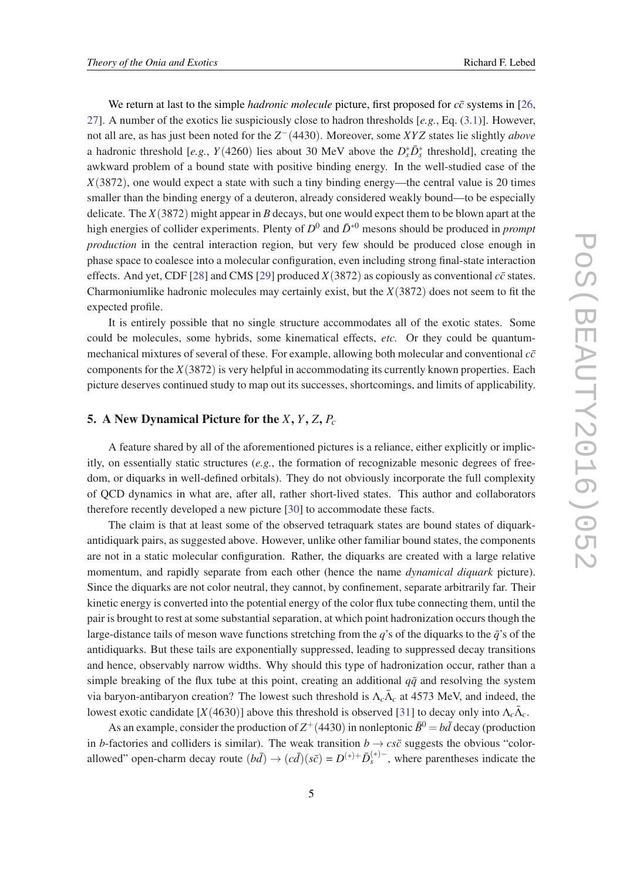We return at last to the simple *hadronic molecule* picture, first proposed for $c\bar{c}$ systems in [26, 27]. A number of the exotics lie suspiciously close to hadron thresholds [*e.g.*, Eq. (3.1)]. However, not all are, as has just been noted for the $Z^-(4430)$. Moreover, some $XYZ$ states lie slightly *above* a hadronic threshold [*e.g.*, $Y(4260)$ lies about 30 MeV above the $D_s^* \bar{D}_s^*$ threshold], creating the awkward problem of a bound state with positive binding energy. In the well-studied case of the $X(3872)$, one would expect a state with such a tiny binding energy—the central value is 20 times smaller than the binding energy of a deuteron, already considered weakly bound—to be especially delicate. The $X(3872)$ might appear in $B$ decays, but one would expect them to be blown apart at the high energies of collider experiments. Plenty of $D^0$ and $\bar{D}^{*0}$ mesons should be produced in *prompt production* in the central interaction region, but very few should be produced close enough in phase space to coalesce into a molecular configuration, even including strong final-state interaction effects. And yet, CDF [28] and CMS [29] produced $X(3872)$ as copiously as conventional $c\bar{c}$ states. Charmoniumlike hadronic molecules may certainly exist, but the $X(3872)$ does not seem to fit the expected profile.

It is entirely possible that no single structure accommodates all of the exotic states. Some could be molecules, some hybrids, some kinematical effects, *etc.* Or they could be quantum-mechanical mixtures of several of these. For example, allowing both molecular and conventional $c\bar{c}$ components for the $X(3872)$ is very helpful in accommodating its currently known properties. Each picture deserves continued study to map out its successes, shortcomings, and limits of applicability.

## 5. A New Dynamical Picture for the $X$, $Y$, $Z$, $P_c$

A feature shared by all of the aforementioned pictures is a reliance, either explicitly or implicitly, on essentially static structures (*e.g.*, the formation of recognizable mesonic degrees of freedom, or diquarks in well-defined orbitals). They do not obviously incorporate the full complexity of QCD dynamics in what are, after all, rather short-lived states. This author and collaborators therefore recently developed a new picture [30] to accommodate these facts.

The claim is that at least some of the observed tetraquark states are bound states of diquark-antidiquark pairs, as suggested above. However, unlike other familiar bound states, the components are not in a static molecular configuration. Rather, the diquarks are created with a large relative momentum, and rapidly separate from each other (hence the name *dynamical diquark* picture). Since the diquarks are not color neutral, they cannot, by confinement, separate arbitrarily far. Their kinetic energy is converted into the potential energy of the color flux tube connecting them, until the pair is brought to rest at some substantial separation, at which point hadronization occurs though the large-distance tails of meson wave functions stretching from the $q$'s of the diquarks to the $\bar{q}$'s of the antidiquarks. But these tails are exponentially suppressed, leading to suppressed decay transitions and hence, observably narrow widths. Why should this type of hadronization occur, rather than a simple breaking of the flux tube at this point, creating an additional $q\bar{q}$ and resolving the system via baryon-antibaryon creation? The lowest such threshold is $\Lambda_c \bar{\Lambda}_c$ at 4573 MeV, and indeed, the lowest exotic candidate [$X(4630)$] above this threshold is observed [31] to decay only into $\Lambda_c \bar{\Lambda}_c$.

As an example, consider the production of $Z^+(4430)$ in nonleptonic $\bar{B}^0 = b\bar{d}$ decay (production in $b$-factories and colliders is similar). The weak transition $b \to cs\bar{c}$ suggests the obvious "color-allowed" open-charm decay route $(b\bar{d}) \to (c\bar{d})(s\bar{c}) = D^{(*)+}\bar{D}_s^{(*)-}$, where parentheses indicate the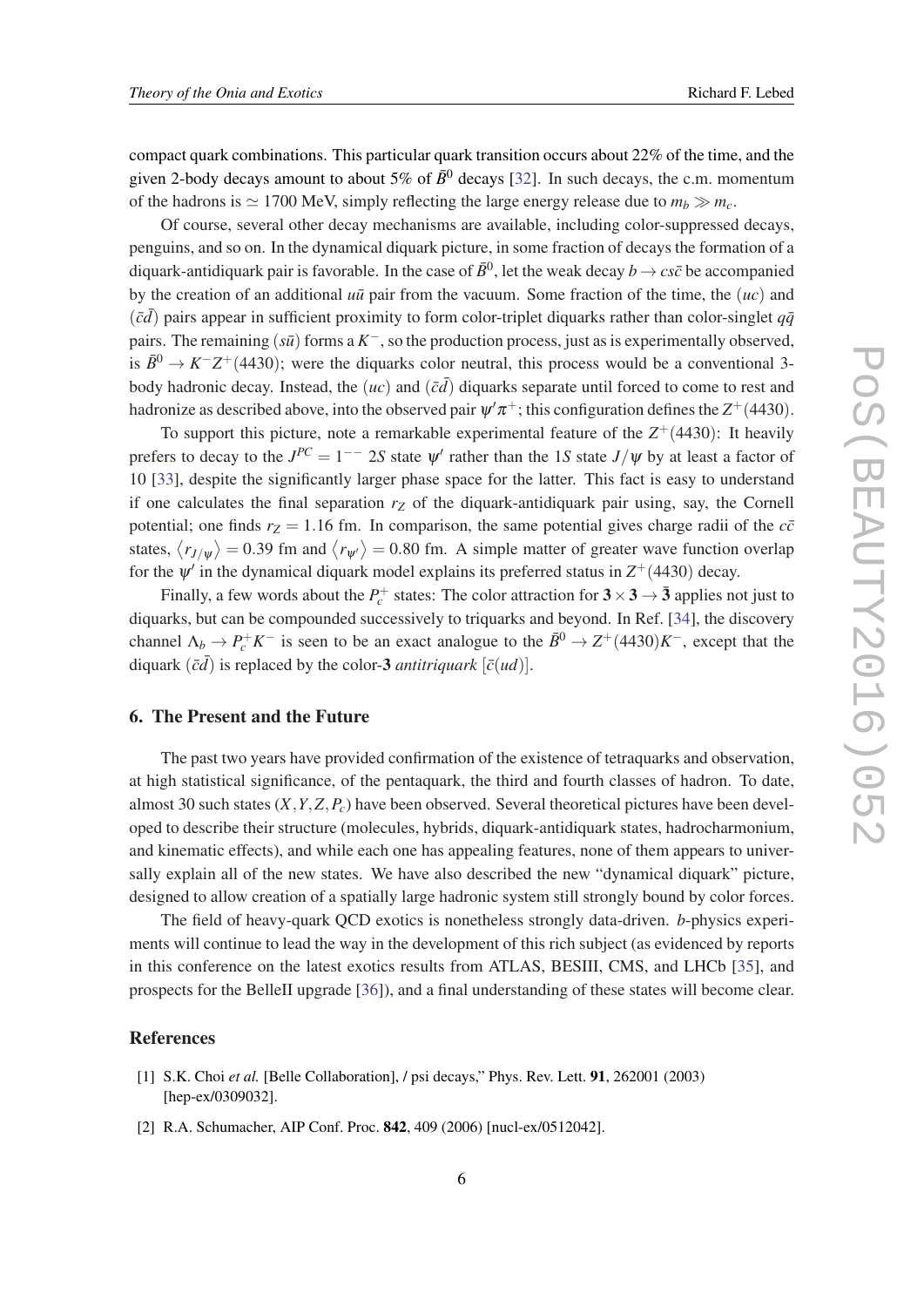compact quark combinations. This particular quark transition occurs about 22% of the time, and the given 2-body decays amount to about 5% of $\bar{B}^0$ decays [32]. In such decays, the c.m. momentum of the hadrons is $\simeq 1700$ MeV, simply reflecting the large energy release due to $m_b \gg m_c$.

Of course, several other decay mechanisms are available, including color-suppressed decays, penguins, and so on. In the dynamical diquark picture, in some fraction of decays the formation of a diquark-antidiquark pair is favorable. In the case of $\bar{B}^0$, let the weak decay $b \to cs\bar{c}$ be accompanied by the creation of an additional $u\bar{u}$ pair from the vacuum. Some fraction of the time, the $(uc)$ and $(\bar{c}\bar{d})$ pairs appear in sufficient proximity to form color-triplet diquarks rather than color-singlet $q\bar{q}$ pairs. The remaining $(s\bar{u})$ forms a $K^-$, so the production process, just as is experimentally observed, is $\bar{B}^0 \to K^- Z^+(4430)$; were the diquarks color neutral, this process would be a conventional 3-body hadronic decay. Instead, the $(uc)$ and $(\bar{c}\bar{d})$ diquarks separate until forced to come to rest and hadronize as described above, into the observed pair $\psi'\pi^+$; this configuration defines the $Z^+(4430)$.

To support this picture, note a remarkable experimental feature of the $Z^+(4430)$: It heavily prefers to decay to the $J^{PC} = 1^{--}$ $2S$ state $\psi'$ rather than the $1S$ state $J/\psi$ by at least a factor of 10 [33], despite the significantly larger phase space for the latter. This fact is easy to understand if one calculates the final separation $r_Z$ of the diquark-antidiquark pair using, say, the Cornell potential; one finds $r_Z = 1.16$ fm. In comparison, the same potential gives charge radii of the $c\bar{c}$ states, $\langle r_{J/\psi} \rangle = 0.39$ fm and $\langle r_{\psi'} \rangle = 0.80$ fm. A simple matter of greater wave function overlap for the $\psi'$ in the dynamical diquark model explains its preferred status in $Z^+(4430)$ decay.

Finally, a few words about the $P_c^+$ states: The color attraction for $\mathbf{3} \times \mathbf{3} \to \bar{\mathbf{3}}$ applies not just to diquarks, but can be compounded successively to triquarks and beyond. In Ref. [34], the discovery channel $\Lambda_b \to P_c^+ K^-$ is seen to be an exact analogue to the $\bar{B}^0 \to Z^+(4430)K^-$, except that the diquark $(\bar{c}\bar{d})$ is replaced by the color-$\mathbf{3}$ *antitriquark* $[\bar{c}(ud)]$.

## 6. The Present and the Future

The past two years have provided confirmation of the existence of tetraquarks and observation, at high statistical significance, of the pentaquark, the third and fourth classes of hadron. To date, almost 30 such states $(X, Y, Z, P_c)$ have been observed. Several theoretical pictures have been developed to describe their structure (molecules, hybrids, diquark-antidiquark states, hadrocharmonium, and kinematic effects), and while each one has appealing features, none of them appears to universally explain all of the new states. We have also described the new "dynamical diquark" picture, designed to allow creation of a spatially large hadronic system still strongly bound by color forces.

The field of heavy-quark QCD exotics is nonetheless strongly data-driven. $b$-physics experiments will continue to lead the way in the development of this rich subject (as evidenced by reports in this conference on the latest exotics results from ATLAS, BESIII, CMS, and LHCb [35], and prospects for the BelleII upgrade [36]), and a final understanding of these states will become clear.

## References

[1] S.K. Choi *et al.* [Belle Collaboration], / psi decays," Phys. Rev. Lett. **91**, 262001 (2003) [hep-ex/0309032].

[2] R.A. Schumacher, AIP Conf. Proc. **842**, 409 (2006) [nucl-ex/0512042].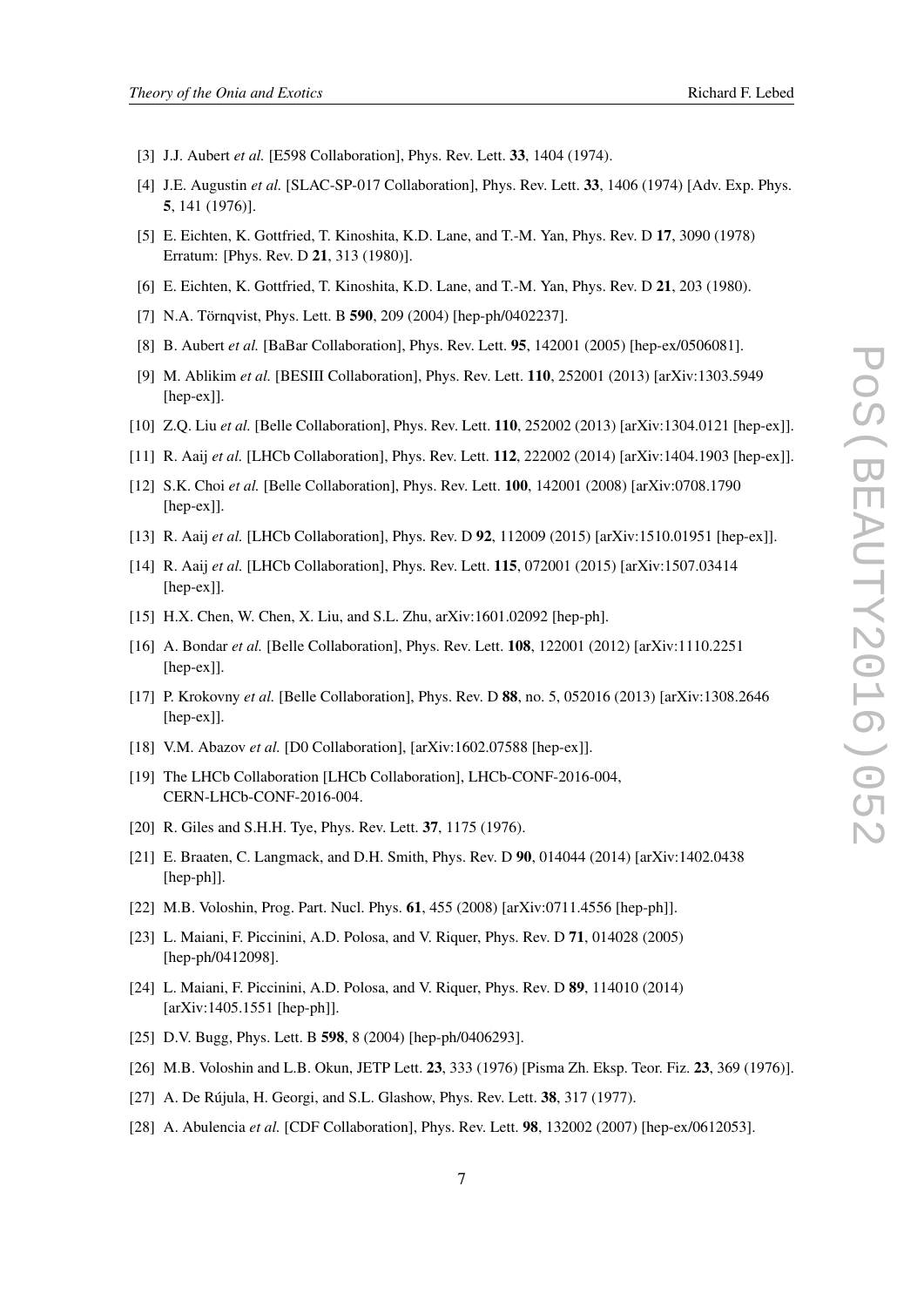[3] J.J. Aubert *et al.* [E598 Collaboration], Phys. Rev. Lett. **33**, 1404 (1974).

[4] J.E. Augustin *et al.* [SLAC-SP-017 Collaboration], Phys. Rev. Lett. **33**, 1406 (1974) [Adv. Exp. Phys. **5**, 141 (1976)].

[5] E. Eichten, K. Gottfried, T. Kinoshita, K.D. Lane, and T.-M. Yan, Phys. Rev. D **17**, 3090 (1978) Erratum: [Phys. Rev. D **21**, 313 (1980)].

[6] E. Eichten, K. Gottfried, T. Kinoshita, K.D. Lane, and T.-M. Yan, Phys. Rev. D **21**, 203 (1980).

[7] N.A. Törnqvist, Phys. Lett. B **590**, 209 (2004) [hep-ph/0402237].

[8] B. Aubert *et al.* [BaBar Collaboration], Phys. Rev. Lett. **95**, 142001 (2005) [hep-ex/0506081].

[9] M. Ablikim *et al.* [BESIII Collaboration], Phys. Rev. Lett. **110**, 252001 (2013) [arXiv:1303.5949 [hep-ex]].

[10] Z.Q. Liu *et al.* [Belle Collaboration], Phys. Rev. Lett. **110**, 252002 (2013) [arXiv:1304.0121 [hep-ex]].

[11] R. Aaij *et al.* [LHCb Collaboration], Phys. Rev. Lett. **112**, 222002 (2014) [arXiv:1404.1903 [hep-ex]].

[12] S.K. Choi *et al.* [Belle Collaboration], Phys. Rev. Lett. **100**, 142001 (2008) [arXiv:0708.1790 [hep-ex]].

[13] R. Aaij *et al.* [LHCb Collaboration], Phys. Rev. D **92**, 112009 (2015) [arXiv:1510.01951 [hep-ex]].

[14] R. Aaij *et al.* [LHCb Collaboration], Phys. Rev. Lett. **115**, 072001 (2015) [arXiv:1507.03414 [hep-ex]].

[15] H.X. Chen, W. Chen, X. Liu, and S.L. Zhu, arXiv:1601.02092 [hep-ph].

[16] A. Bondar *et al.* [Belle Collaboration], Phys. Rev. Lett. **108**, 122001 (2012) [arXiv:1110.2251 [hep-ex]].

[17] P. Krokovny *et al.* [Belle Collaboration], Phys. Rev. D **88**, no. 5, 052016 (2013) [arXiv:1308.2646 [hep-ex]].

[18] V.M. Abazov *et al.* [D0 Collaboration], [arXiv:1602.07588 [hep-ex]].

[19] The LHCb Collaboration [LHCb Collaboration], LHCb-CONF-2016-004, CERN-LHCb-CONF-2016-004.

[20] R. Giles and S.H.H. Tye, Phys. Rev. Lett. **37**, 1175 (1976).

[21] E. Braaten, C. Langmack, and D.H. Smith, Phys. Rev. D **90**, 014044 (2014) [arXiv:1402.0438 [hep-ph]].

[22] M.B. Voloshin, Prog. Part. Nucl. Phys. **61**, 455 (2008) [arXiv:0711.4556 [hep-ph]].

[23] L. Maiani, F. Piccinini, A.D. Polosa, and V. Riquer, Phys. Rev. D **71**, 014028 (2005) [hep-ph/0412098].

[24] L. Maiani, F. Piccinini, A.D. Polosa, and V. Riquer, Phys. Rev. D **89**, 114010 (2014) [arXiv:1405.1551 [hep-ph]].

[25] D.V. Bugg, Phys. Lett. B **598**, 8 (2004) [hep-ph/0406293].

[26] M.B. Voloshin and L.B. Okun, JETP Lett. **23**, 333 (1976) [Pisma Zh. Eksp. Teor. Fiz. **23**, 369 (1976)].

[27] A. De Rújula, H. Georgi, and S.L. Glashow, Phys. Rev. Lett. **38**, 317 (1977).

[28] A. Abulencia *et al.* [CDF Collaboration], Phys. Rev. Lett. **98**, 132002 (2007) [hep-ex/0612053].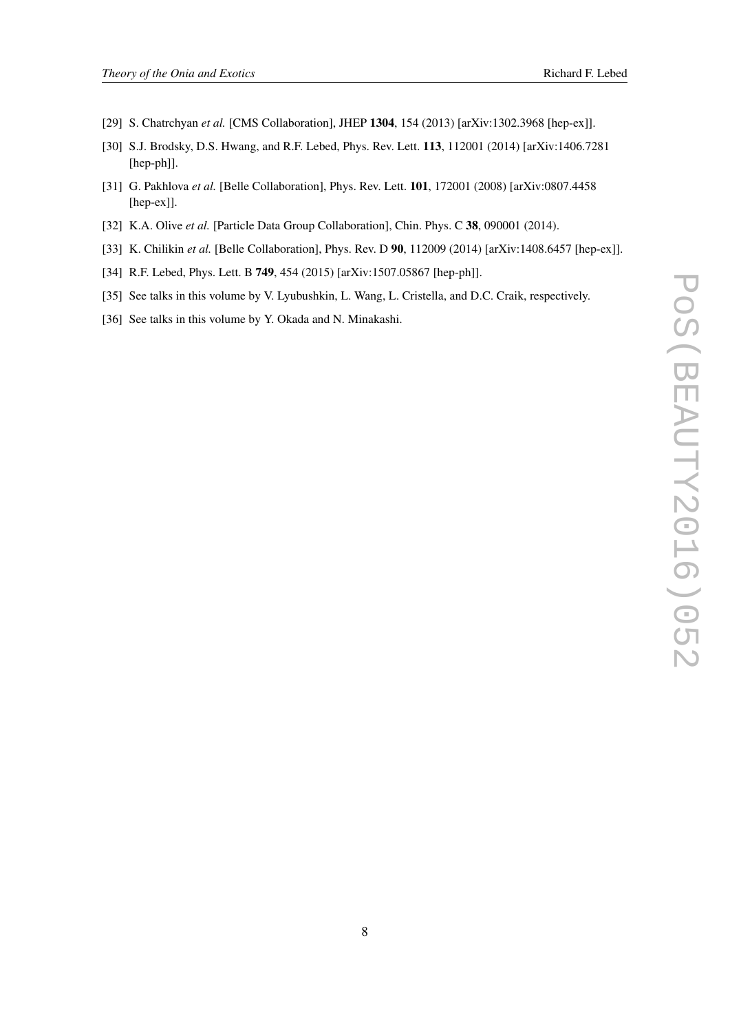[29] S. Chatrchyan *et al.* [CMS Collaboration], JHEP **1304**, 154 (2013) [arXiv:1302.3968 [hep-ex]].

[30] S.J. Brodsky, D.S. Hwang, and R.F. Lebed, Phys. Rev. Lett. **113**, 112001 (2014) [arXiv:1406.7281 [hep-ph]].

[31] G. Pakhlova *et al.* [Belle Collaboration], Phys. Rev. Lett. **101**, 172001 (2008) [arXiv:0807.4458 [hep-ex]].

[32] K.A. Olive *et al.* [Particle Data Group Collaboration], Chin. Phys. C **38**, 090001 (2014).

[33] K. Chilikin *et al.* [Belle Collaboration], Phys. Rev. D **90**, 112009 (2014) [arXiv:1408.6457 [hep-ex]].

[34] R.F. Lebed, Phys. Lett. B **749**, 454 (2015) [arXiv:1507.05867 [hep-ph]].

[35] See talks in this volume by V. Lyubushkin, L. Wang, L. Cristella, and D.C. Craik, respectively.

[36] See talks in this volume by Y. Okada and N. Minakashi.